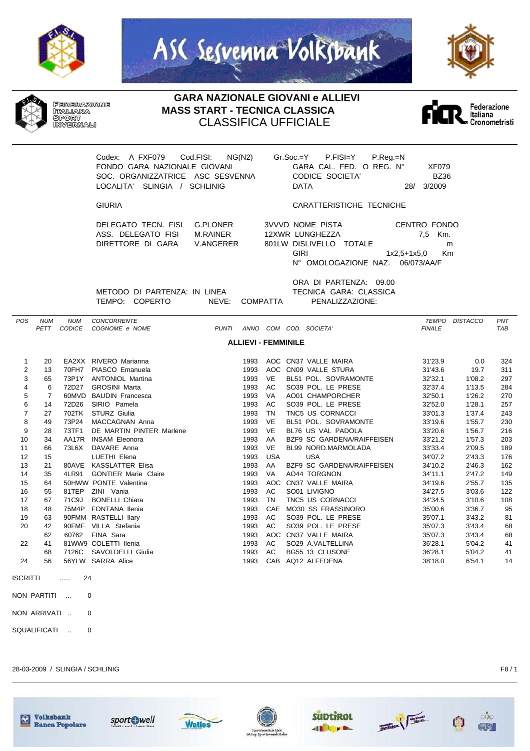# GARA NAZIONALE GIOVANI e ALLIEVI
## MASS START - TECNICA CLASSICA
## CLASSIFICA UFFICIALE

FEDERAZIONE ITALIANA SPORT INVERNALI

Federazione Italiana Cronometristi

Codex: A_FXF079 Cod.FISI: NG(N2) Gr.Soc.=Y P.FISI=Y P.Reg.=N
FONDO GARA NAZIONALE GIOVANI — GARA CAL. FED. O REG. N° XF079
SOC. ORGANIZZATRICE ASC SESVENNA — CODICE SOCIETA' BZ36
LOCALITA' SLINGIA / SCHLINIG — DATA 28/ 3/2009

GIURIA

DELEGATO TECN. FISI G.PLONER
ASS. DELEGATO FISI M.RAINER
DIRETTORE DI GARA V.ANGERER

CARATTERISTICHE TECNICHE

3VVVD NOME PISTA CENTRO FONDO
12XWR LUNGHEZZA 7,5 Km.
801LW DISLIVELLO TOTALE m
GIRI 1x2,5+1x5,0 Km
N° OMOLOGAZIONE NAZ. 06/073/AA/F

ORA DI PARTENZA: 09.00

METODO DI PARTENZA: IN LINEA — TECNICA GARA: CLASSICA
TEMPO: COPERTO NEVE: COMPATTA — PENALIZZAZIONE:

### ALLIEVI - FEMMINILE

| POS | NUM PETT | NUM CODICE | CONCORRENTE COGNOME e NOME | PUNTI | ANNO | COM | COD. SOCIETA' | TEMPO FINALE | DISTACCO | PNT TAB |
|---|---|---|---|---|---|---|---|---|---|---|
| 1 | 20 | EA2XX | RIVERO Marianna | | 1993 | AOC | CN37 VALLE MAIRA | 31'23.9 | 0.0 | 324 |
| 2 | 13 | 70FH7 | PIASCO Emanuela | | 1993 | AOC | CN09 VALLE STURA | 31'43.6 | 19.7 | 311 |
| 3 | 65 | 73P1Y | ANTONIOL Martina | | 1993 | VE | BL51 POL. SOVRAMONTE | 32'32.1 | 1'08.2 | 297 |
| 4 | 6 | 72D27 | GROSINI Marta | | 1993 | AC | SO39 POL. LE PRESE | 32'37.4 | 1'13.5 | 284 |
| 5 | 7 | 60MVD | BAUDIN Francesca | | 1993 | VA | AO01 CHAMPORCHER | 32'50.1 | 1'26.2 | 270 |
| 6 | 14 | 72D26 | SIRIO Pamela | | 1993 | AC | SO39 POL. LE PRESE | 32'52.0 | 1'28.1 | 257 |
| 7 | 27 | 702TK | STURZ Giulia | | 1993 | TN | TNC5 US CORNACCI | 33'01.3 | 1'37.4 | 243 |
| 8 | 49 | 73P24 | MACCAGNAN Anna | | 1993 | VE | BL51 POL. SOVRAMONTE | 33'19.6 | 1'55.7 | 230 |
| 9 | 28 | 73TF1 | DE MARTIN PINTER Marlene | | 1993 | VE | BL76 US VAL PADOLA | 33'20.6 | 1'56.7 | 216 |
| 10 | 34 | AA17R | INSAM Eleonora | | 1993 | AA | BZF9 SC GARDENA/RAIFFEISEN | 33'21.2 | 1'57.3 | 203 |
| 11 | 66 | 73L6X | DAVARE Anna | | 1993 | VE | BL99 NORD.MARMOLADA | 33'33.4 | 2'09.5 | 189 |
| 12 | 15 | | LUETHI Elena | | 1993 | USA | USA | 34'07.2 | 2'43.3 | 176 |
| 13 | 21 | 80AVE | KASSLATTER Elisa | | 1993 | AA | BZF9 SC GARDENA/RAIFFEISEN | 34'10.2 | 2'46.3 | 162 |
| 14 | 35 | 4LR91 | GONTIER Marie Claire | | 1993 | VA | AO44 TORGNON | 34'11.1 | 2'47.2 | 149 |
| 15 | 64 | 50HWW | PONTE Valentina | | 1993 | AOC | CN37 VALLE MAIRA | 34'19.6 | 2'55.7 | 135 |
| 16 | 55 | 81TEP | ZINI Vania | | 1993 | AC | SO01 LIVIGNO | 34'27.5 | 3'03.6 | 122 |
| 17 | 67 | 71C9J | BONELLI Chiara | | 1993 | TN | TNC5 US CORNACCI | 34'34.5 | 3'10.6 | 108 |
| 18 | 48 | 75M4P | FONTANA Ilenia | | 1993 | CAE | MO30 SS FRASSINORO | 35'00.6 | 3'36.7 | 95 |
| 19 | 63 | 90FMM | RASTELLI Ilary | | 1993 | AC | SO39 POL. LE PRESE | 35'07.1 | 3'43.2 | 81 |
| 20 | 42 | 90FMF | VILLA Stefania | | 1993 | AC | SO39 POL. LE PRESE | 35'07.3 | 3'43.4 | 68 |
| | 62 | 60762 | FINA Sara | | 1993 | AOC | CN37 VALLE MAIRA | 35'07.3 | 3'43.4 | 68 |
| 22 | 41 | 81WW9 | COLETTI Ilenia | | 1993 | AC | SO29 A.VALTELLINA | 36'28.1 | 5'04.2 | 41 |
| | 68 | 7126C | SAVOLDELLI Giulia | | 1993 | AC | BG55 13 CLUSONE | 36'28.1 | 5'04.2 | 41 |
| 24 | 56 | 56YLW | SARRA Alice | | 1993 | CAB | AQ12 ALFEDENA | 38'18.0 | 6'54.1 | 14 |

ISCRITTI ...... 24

NON PARTITI ... 0

NON ARRIVATI .. 0

SQUALIFICATI .. 0

28-03-2009 / SLINGIA / SCHLINIG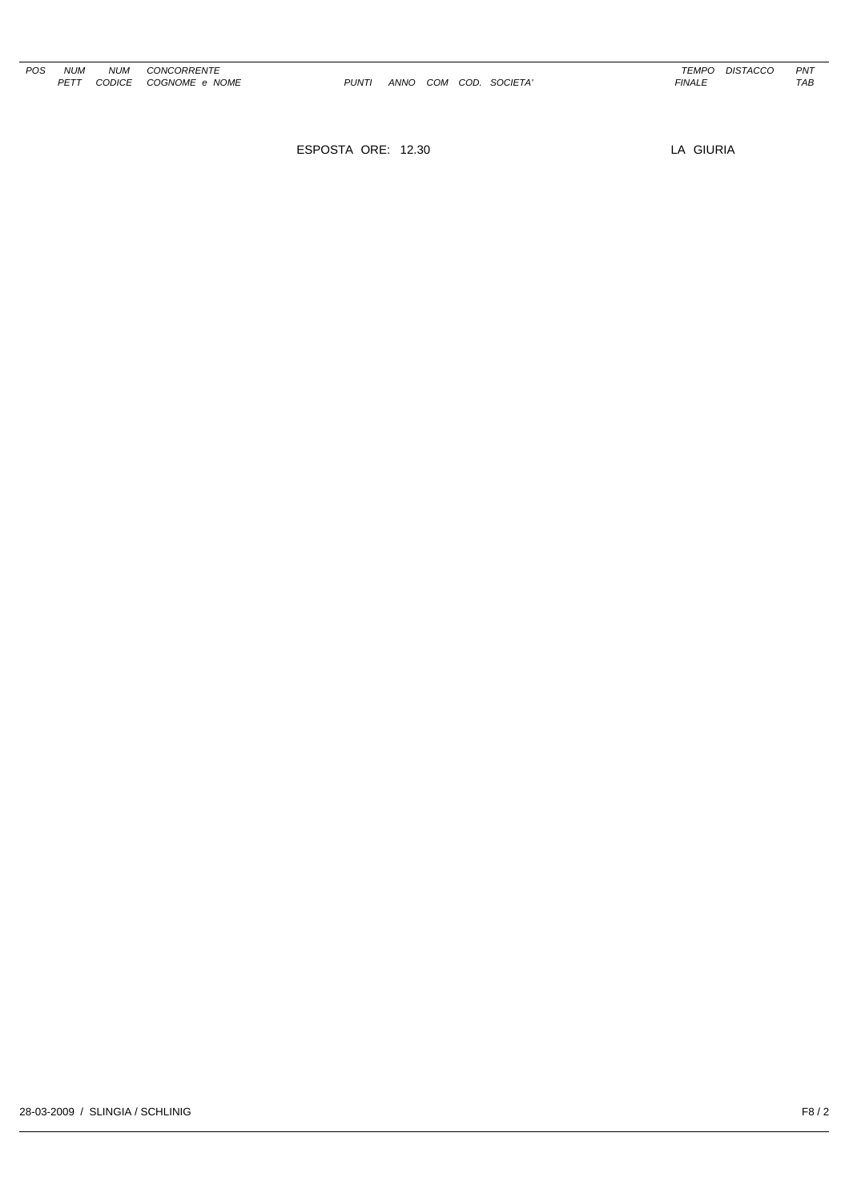| POS | NUM PETT | NUM CODICE | CONCORRENTE COGNOME e NOME | PUNTI | ANNO | COM | COD. SOCIETA' | TEMPO FINALE | DISTACCO | PNT TAB |
|---|---|---|---|---|---|---|---|---|---|---|

ESPOSTA ORE: 12.30

LA GIURIA

28-03-2009 / SLINGIA / SCHLINIG